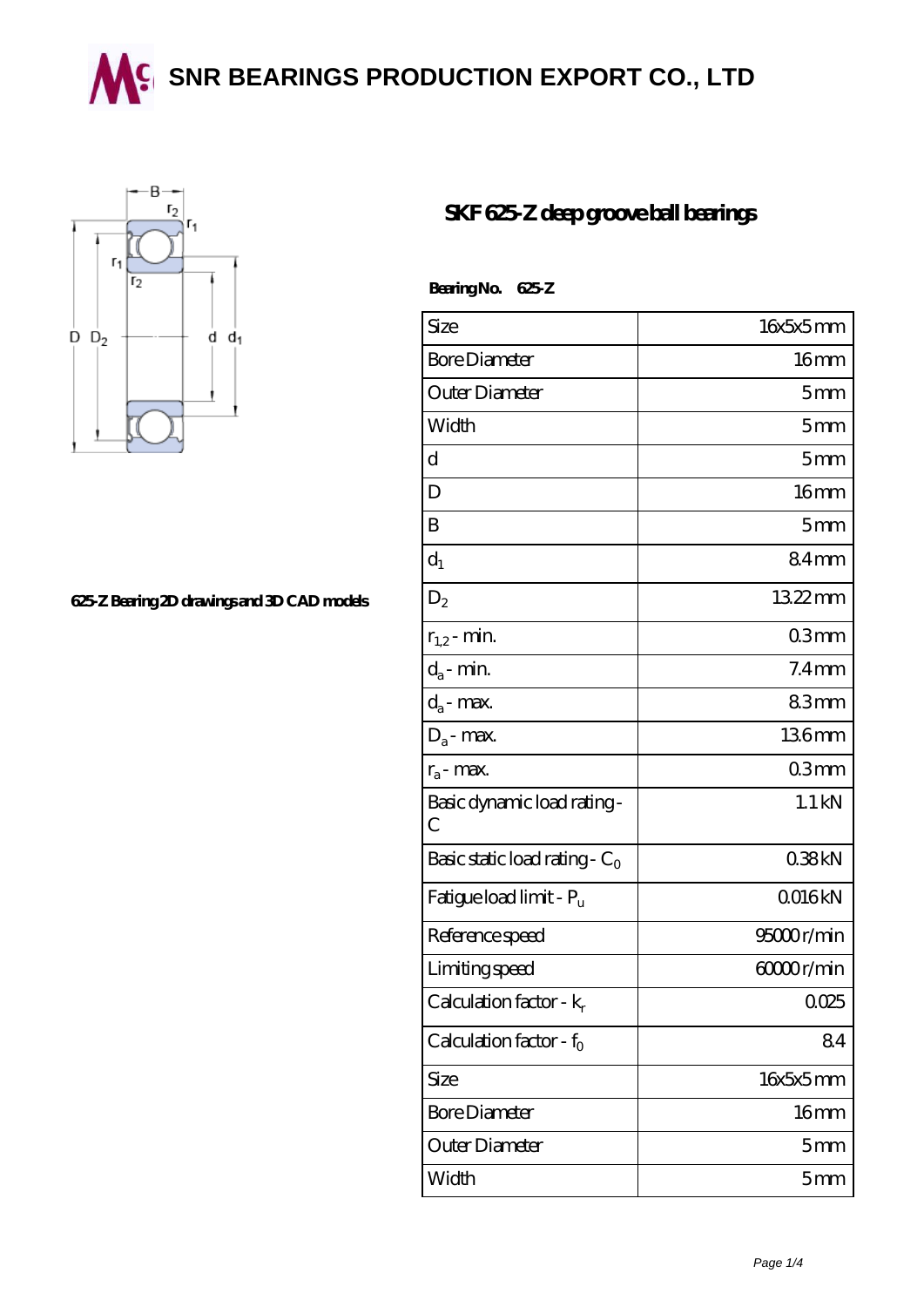# SNR BEARINGS PRODUCTION EXPORT CO., LTD

## SKF 625-Z deep groove ball bearings

625-Z Bearing 2D drawings and 3D CAD models

**Bearing No. 625-Z**

| Size | 16x5x5 mm |
|---|---|
| Bore Diameter | 16 mm |
| Outer Diameter | 5 mm |
| Width | 5 mm |
| d | 5 mm |
| D | 16 mm |
| B | 5 mm |
| $d_1$ | 8.4 mm |
| $D_2$ | 13.22 mm |
| $r_{1,2}$ - min. | 0.3 mm |
| $d_a$ - min. | 7.4 mm |
| $d_a$ - max. | 8.3 mm |
| $D_a$ - max. | 13.6 mm |
| $r_a$ - max. | 0.3 mm |
| Basic dynamic load rating - C | 1.1 kN |
| Basic static load rating - $C_0$ | 0.38 kN |
| Fatigue load limit - $P_u$ | 0.016 kN |
| Reference speed | 95000 r/min |
| Limiting speed | 60000 r/min |
| Calculation factor - $k_r$ | 0.025 |
| Calculation factor - $f_0$ | 8.4 |
| Size | 16x5x5 mm |
| Bore Diameter | 16 mm |
| Outer Diameter | 5 mm |
| Width | 5 mm |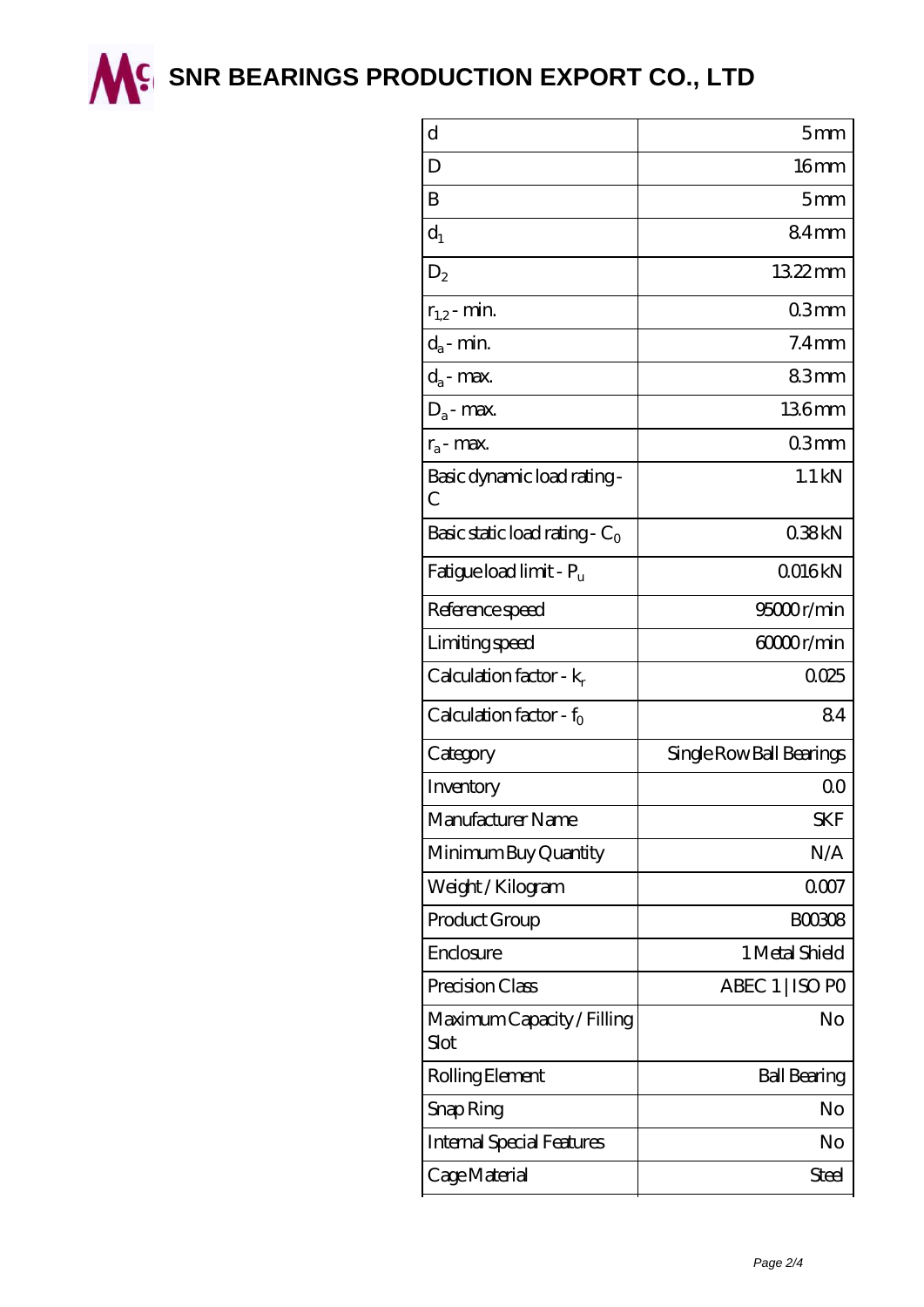# SNR BEARINGS PRODUCTION EXPORT CO., LTD

| | |
|---|---|
| d | 5 mm |
| D | 16 mm |
| B | 5 mm |
| $d_1$ | 8.4 mm |
| $D_2$ | 13.22 mm |
| $r_{1,2}$ - min. | 0.3 mm |
| $d_a$ - min. | 7.4 mm |
| $d_a$ - max. | 8.3 mm |
| $D_a$ - max. | 13.6 mm |
| $r_a$ - max. | 0.3 mm |
| Basic dynamic load rating - C | 1.1 kN |
| Basic static load rating - $C_0$ | 0.38 kN |
| Fatigue load limit - $P_u$ | 0.016 kN |
| Reference speed | 95000 r/min |
| Limiting speed | 60000 r/min |
| Calculation factor - $k_r$ | 0.025 |
| Calculation factor - $f_0$ | 8.4 |
| Category | Single Row Ball Bearings |
| Inventory | 0.0 |
| Manufacturer Name | SKF |
| Minimum Buy Quantity | N/A |
| Weight / Kilogram | 0.007 |
| Product Group | B00308 |
| Enclosure | 1 Metal Shield |
| Precision Class | ABEC 1 \| ISO P0 |
| Maximum Capacity / Filling Slot | No |
| Rolling Element | Ball Bearing |
| Snap Ring | No |
| Internal Special Features | No |
| Cage Material | Steel |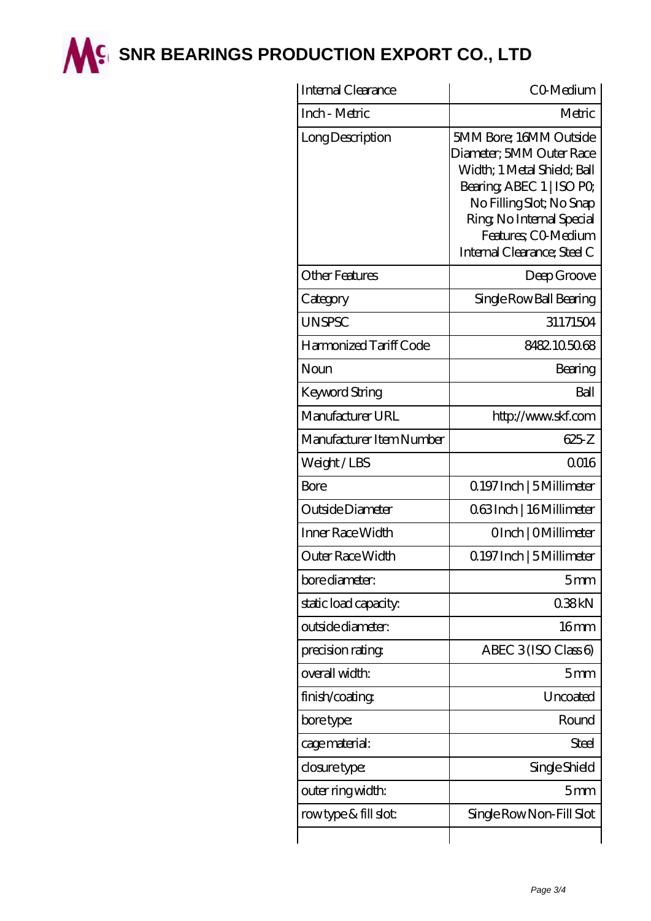| Internal Clearance | C0-Medium |
|---|---|
| Inch - Metric | Metric |
| Long Description | 5MM Bore; 16MM Outside Diameter; 5MM Outer Race Width; 1 Metal Shield; Ball Bearing; ABEC 1 \| ISO P0; No Filling Slot; No Snap Ring; No Internal Special Features; C0-Medium Internal Clearance; Steel C |
| Other Features | Deep Groove |
| Category | Single Row Ball Bearing |
| UNSPSC | 31171504 |
| Harmonized Tariff Code | 8482.10.50.68 |
| Noun | Bearing |
| Keyword String | Ball |
| Manufacturer URL | http://www.skf.com |
| Manufacturer Item Number | 625-Z |
| Weight / LBS | 0.016 |
| Bore | 0.197 Inch \| 5 Millimeter |
| Outside Diameter | 0.63 Inch \| 16 Millimeter |
| Inner Race Width | 0 Inch \| 0 Millimeter |
| Outer Race Width | 0.197 Inch \| 5 Millimeter |
| bore diameter: | 5 mm |
| static load capacity: | 0.38 kN |
| outside diameter: | 16 mm |
| precision rating: | ABEC 3 (ISO Class 6) |
| overall width: | 5 mm |
| finish/coating: | Uncoated |
| bore type: | Round |
| cage material: | Steel |
| closure type: | Single Shield |
| outer ring width: | 5 mm |
| row type & fill slot: | Single Row Non-Fill Slot |
| | |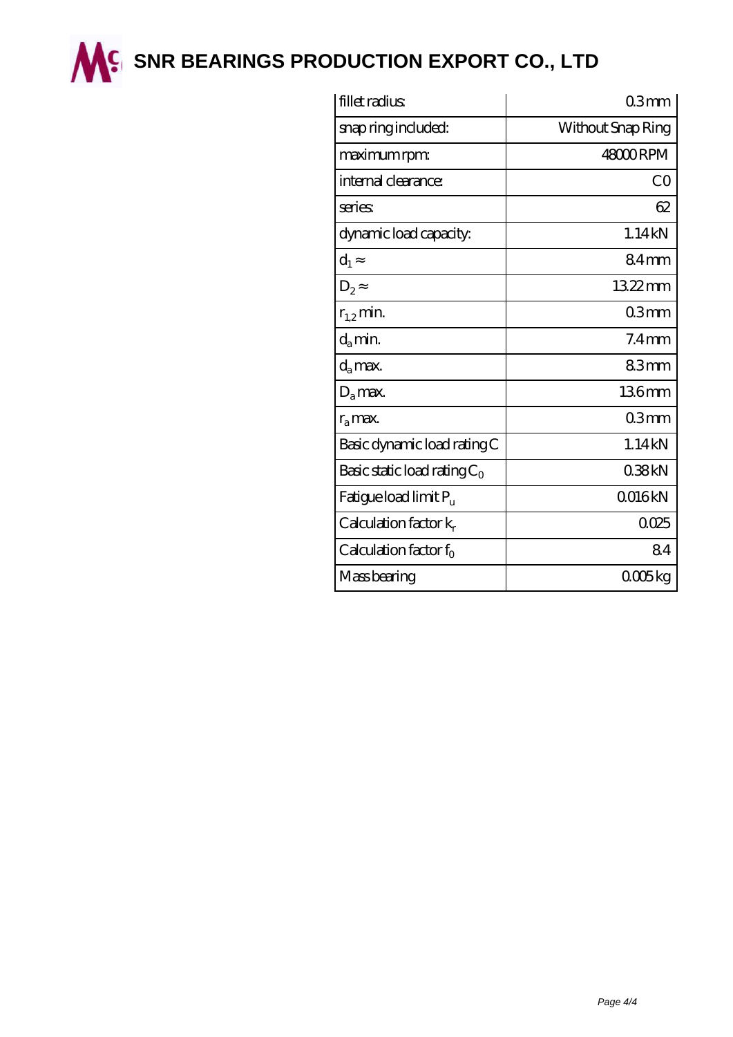# SNR BEARINGS PRODUCTION EXPORT CO., LTD

| | |
|---|---|
| fillet radius: | 0.3 mm |
| snap ring included: | Without Snap Ring |
| maximum rpm: | 48000 RPM |
| internal clearance: | C0 |
| series: | 62 |
| dynamic load capacity: | 1.14 kN |
| $d_1 \approx$ | 8.4 mm |
| $D_2 \approx$ | 13.22 mm |
| $r_{1,2}$ min. | 0.3 mm |
| $d_a$ min. | 7.4 mm |
| $d_a$ max. | 8.3 mm |
| $D_a$ max. | 13.6 mm |
| $r_a$ max. | 0.3 mm |
| Basic dynamic load rating C | 1.14 kN |
| Basic static load rating $C_0$ | 0.38 kN |
| Fatigue load limit $P_u$ | 0.016 kN |
| Calculation factor $k_r$ | 0.025 |
| Calculation factor $f_0$ | 8.4 |
| Mass bearing | 0.005 kg |